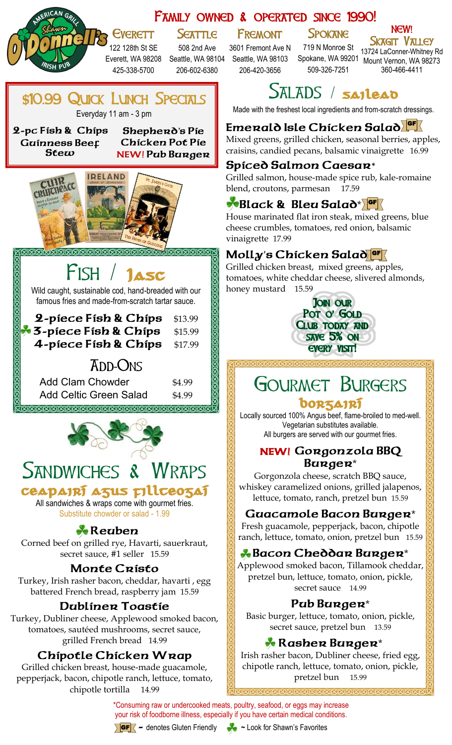# Shawn O'Donnell's American Grill & Irish Pub

## Family owned & operated since 1990!

**Everett**
122 128th St SE
Everett, WA 98208
425-338-5700

**Seattle**
508 2nd Ave
Seattle, WA 98104
206-602-6380

**Fremont**
3601 Fremont Ave N
Seattle, WA 98103
206-420-3656

**Spokane**
719 N Monroe St
Spokane, WA 99201
509-326-7251

**NEW! Skagit Valley**
13724 LaConner-Whitney Rd
Mount Vernon, WA 98273
360-466-4411

## $10.99 Quick Lunch Specials

Everyday 11 am - 3 pm

- 2-pc Fish & Chips
- Guinness Beef Stew
- Shepherd's Pie
- Chicken Pot Pie
- NEW! Pub Burger

## Fish / Iasc

Wild caught, sustainable cod, hand-breaded with our famous fries and made-from-scratch tartar sauce.

| | |
|---|---|
| 2-piece Fish & Chips | $13.99 |
| ☘ 3-piece Fish & Chips | $15.99 |
| 4-piece Fish & Chips | $17.99 |

### Add-Ons

| | |
|---|---|
| Add Clam Chowder | $4.99 |
| Add Celtic Green Salad | $4.99 |

## Sandwiches & Wraps

### ceapairí agus fillteogaí

All sandwiches & wraps come with gourmet fries.
Substitute chowder or salad - 1.99

**☘ Reuben**
Corned beef on grilled rye, Havarti, sauerkraut, secret sauce, #1 seller 15.59

**Monte Cristo**
Turkey, Irish rasher bacon, cheddar, havarti , egg battered French bread, raspberry jam 15.59

**Dubliner Toastie**
Turkey, Dubliner cheese, Applewood smoked bacon, tomatoes, sautéed mushrooms, secret sauce, grilled French bread 14.99

**Chipotle Chicken Wrap**
Grilled chicken breast, house-made guacamole, pepperjack, bacon, chipotle ranch, lettuce, tomato, chipotle tortilla 14.99

## Salads / sailead

Made with the freshest local ingredients and from-scratch dressings.

**Emerald Isle Chicken Salad** GF
Mixed greens, grilled chicken, seasonal berries, apples, craisins, candied pecans, balsamic vinaigrette 16.99

**Spiced Salmon Caesar***
Grilled salmon, house-made spice rub, kale-romaine blend, croutons, parmesan 17.59

**☘ Black & Bleu Salad*** GF
House marinated flat iron steak, mixed greens, blue cheese crumbles, tomatoes, red onion, balsamic vinaigrette 17.99

**Molly's Chicken Salad** GF
Grilled chicken breast, mixed greens, apples, tomatoes, white cheddar cheese, slivered almonds, honey mustard 15.59

**Join our Pot o' Gold Club today and save 5% on every visit!**

## Gourmet Burgers

### borgairí

Locally sourced 100% Angus beef, flame-broiled to med-well.
Vegetarian substitutes available.
All burgers are served with our gourmet fries.

**NEW! Gorgonzola BBQ Burger***
Gorgonzola cheese, scratch BBQ sauce, whiskey caramelized onions, grilled jalapenos, lettuce, tomato, ranch, pretzel bun 15.59

**Guacamole Bacon Burger***
Fresh guacamole, pepperjack, bacon, chipotle ranch, lettuce, tomato, onion, pretzel bun 15.59

**☘ Bacon Cheddar Burger***
Applewood smoked bacon, Tillamook cheddar, pretzel bun, lettuce, tomato, onion, pickle, secret sauce 14.99

**Pub Burger***
Basic burger, lettuce, tomato, onion, pickle, secret sauce, pretzel bun 13.59

**☘ Rasher Burger***
Irish rasher bacon, Dubliner cheese, fried egg, chipotle ranch, lettuce, tomato, onion, pickle, pretzel bun 15.99

*Consuming raw or undercooked meats, poultry, seafood, or eggs may increase your risk of foodborne illness, especially if you have certain medical conditions.

GF ~ denotes Gluten Friendly ☘ ~ Look for Shawn's Favorites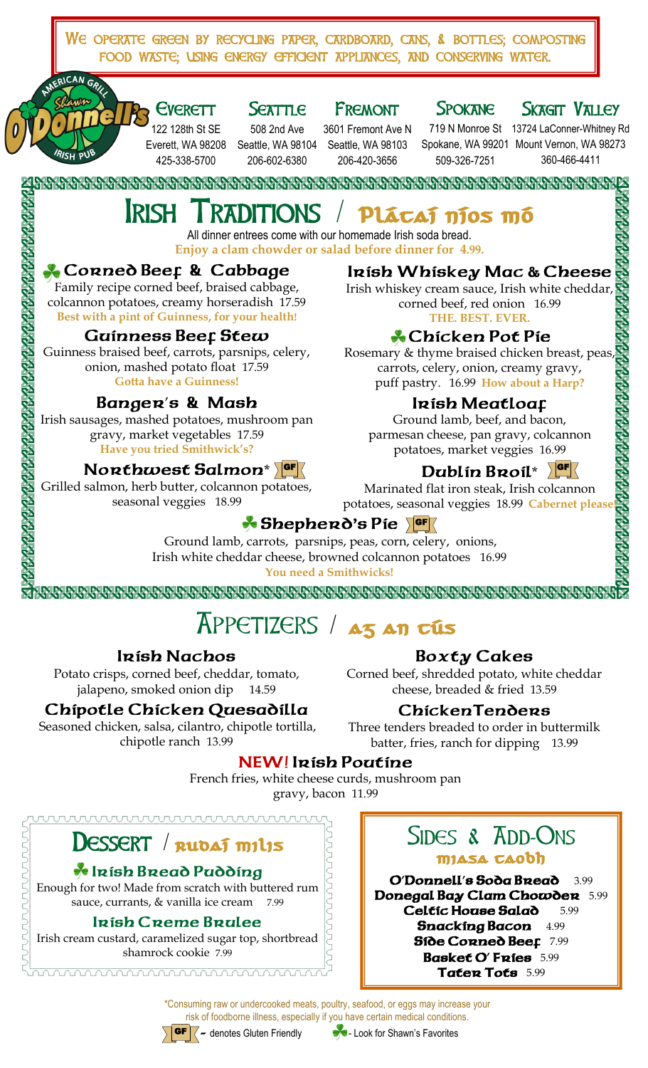We operate green by recycling paper, cardboard, cans, & bottles; composting food waste; using energy efficient appliances, and conserving water.

American Grill
Shawn O'Donnell's
Irish Pub

**Everett**
122 128th St SE
Everett, WA 98208
425-338-5700

**Seattle**
508 2nd Ave
Seattle, WA 98104
206-602-6380

**Fremont**
3601 Fremont Ave N
Seattle, WA 98103
206-420-3656

**Spokane**
719 N Monroe St
Spokane, WA 99201
509-326-7251

**Skagit Valley**
13724 LaConner-Whitney Rd
Mount Vernon, WA 98273
360-466-4411

# Irish Traditions / Plátaí nÍos mó

All dinner entrees come with our homemade Irish soda bread.
**Enjoy a clam chowder or salad before dinner for 4.99.**

### ☘ Corned Beef & Cabbage
Family recipe corned beef, braised cabbage, colcannon potatoes, creamy horseradish 17.59
**Best with a pint of Guinness, for your health!**

### Guinness Beef Stew
Guinness braised beef, carrots, parsnips, celery, onion, mashed potato float 17.59
**Gotta have a Guinness!**

### Banger's & Mash
Irish sausages, mashed potatoes, mushroom pan gravy, market vegetables 17.59
**Have you tried Smithwick's?**

### Northwest Salmon* GF
Grilled salmon, herb butter, colcannon potatoes, seasonal veggies 18.99

### Irish Whiskey Mac & Cheese
Irish whiskey cream sauce, Irish white cheddar, corned beef, red onion 16.99
**THE. BEST. EVER.**

### ☘ Chicken Pot Pie
Rosemary & thyme braised chicken breast, peas, carrots, celery, onion, creamy gravy, puff pastry. 16.99 **How about a Harp?**

### Irish Meatloaf
Ground lamb, beef, and bacon, parmesan cheese, pan gravy, colcannon potatoes, market veggies 16.99

### Dublin Broil* GF
Marinated flat iron steak, Irish colcannon potatoes, seasonal veggies 18.99 **Cabernet please!**

### ☘ Shepherd's Pie GF
Ground lamb, carrots, parsnips, peas, corn, celery, onions, Irish white cheddar cheese, browned colcannon potatoes 16.99
**You need a Smithwicks!**

# Appetizers / Ag an tús

### Irish Nachos
Potato crisps, corned beef, cheddar, tomato, jalapeno, smoked onion dip 14.59

### Chipotle Chicken Quesadilla
Seasoned chicken, salsa, cilantro, chipotle tortilla, chipotle ranch 13.99

### Boxty Cakes
Corned beef, shredded potato, white cheddar cheese, breaded & fried 13.59

### ChickenTenders
Three tenders breaded to order in buttermilk batter, fries, ranch for dipping 13.99

### NEW! Irish Poutine
French fries, white cheese curds, mushroom pan gravy, bacon 11.99

# Dessert / rudaí milis

### ☘ Irish Bread Pudding
Enough for two! Made from scratch with buttered rum sauce, currants, & vanilla ice cream 7.99

### Irish Creme Brulee
Irish cream custard, caramelized sugar top, shortbread shamrock cookie 7.99

# Sides & Add-Ons
## miasa taobh

**O'Donnell's Soda Bread** 3.99
**Donegal Bay Clam Chowder** 5.99
**Celtic House Salad** 5.99
**Snacking Bacon** 4.99
**Side Corned Beef** 7.99
**Basket O' Fries** 5.99
**Tater Tots** 5.99

*Consuming raw or undercooked meats, poultry, seafood, or eggs may increase your risk of foodborne illness, especially if you have certain medical conditions.

GF ~ denotes Gluten Friendly    ☘ - Look for Shawn's Favorites